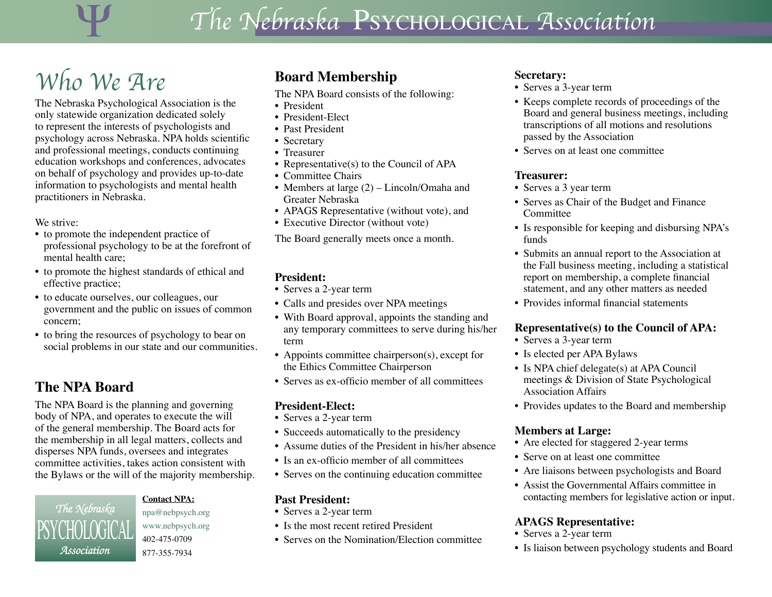# The Nebraska Psychological Association

## Who We Are

The Nebraska Psychological Association is the only statewide organization dedicated solely to represent the interests of psychologists and psychology across Nebraska. NPA holds scientific and professional meetings, conducts continuing education workshops and conferences, advocates on behalf of psychology and provides up-to-date information to psychologists and mental health practitioners in Nebraska.

We strive:

- to promote the independent practice of professional psychology to be at the forefront of mental health care;
- to promote the highest standards of ethical and effective practice;
- to educate ourselves, our colleagues, our government and the public on issues of common concern;
- to bring the resources of psychology to bear on social problems in our state and our communities.

## The NPA Board

The NPA Board is the planning and governing body of NPA, and operates to execute the will of the general membership. The Board acts for the membership in all legal matters, collects and disperses NPA funds, oversees and integrates committee activities, takes action consistent with the Bylaws or the will of the majority membership.

The Nebraska PSYCHOLOGICAL Association

**Contact NPA:**
npa@nebpsych.org
www.nebpsych.org
402-475-0709
877-355-7934

## Board Membership

The NPA Board consists of the following:

- President
- President-Elect
- Past President
- Secretary
- Treasurer
- Representative(s) to the Council of APA
- Committee Chairs
- Members at large (2) – Lincoln/Omaha and Greater Nebraska
- APAGS Representative (without vote), and
- Executive Director (without vote)

The Board generally meets once a month.

### President:

- Serves a 2-year term
- Calls and presides over NPA meetings
- With Board approval, appoints the standing and any temporary committees to serve during his/her term
- Appoints committee chairperson(s), except for the Ethics Committee Chairperson
- Serves as ex-officio member of all committees

### President-Elect:

- Serves a 2-year term
- Succeeds automatically to the presidency
- Assume duties of the President in his/her absence
- Is an ex-officio member of all committees
- Serves on the continuing education committee

### Past President:

- Serves a 2-year term
- Is the most recent retired President
- Serves on the Nomination/Election committee

### Secretary:

- Serves a 3-year term
- Keeps complete records of proceedings of the Board and general business meetings, including transcriptions of all motions and resolutions passed by the Association
- Serves on at least one committee

### Treasurer:

- Serves a 3 year term
- Serves as Chair of the Budget and Finance Committee
- Is responsible for keeping and disbursing NPA's funds
- Submits an annual report to the Association at the Fall business meeting, including a statistical report on membership, a complete financial statement, and any other matters as needed
- Provides informal financial statements

### Representative(s) to the Council of APA:

- Serves a 3-year term
- Is elected per APA Bylaws
- Is NPA chief delegate(s) at APA Council meetings & Division of State Psychological Association Affairs
- Provides updates to the Board and membership

### Members at Large:

- Are elected for staggered 2-year terms
- Serve on at least one committee
- Are liaisons between psychologists and Board
- Assist the Governmental Affairs committee in contacting members for legislative action or input.

### APAGS Representative:

- Serves a 2-year term
- Is liaison between psychology students and Board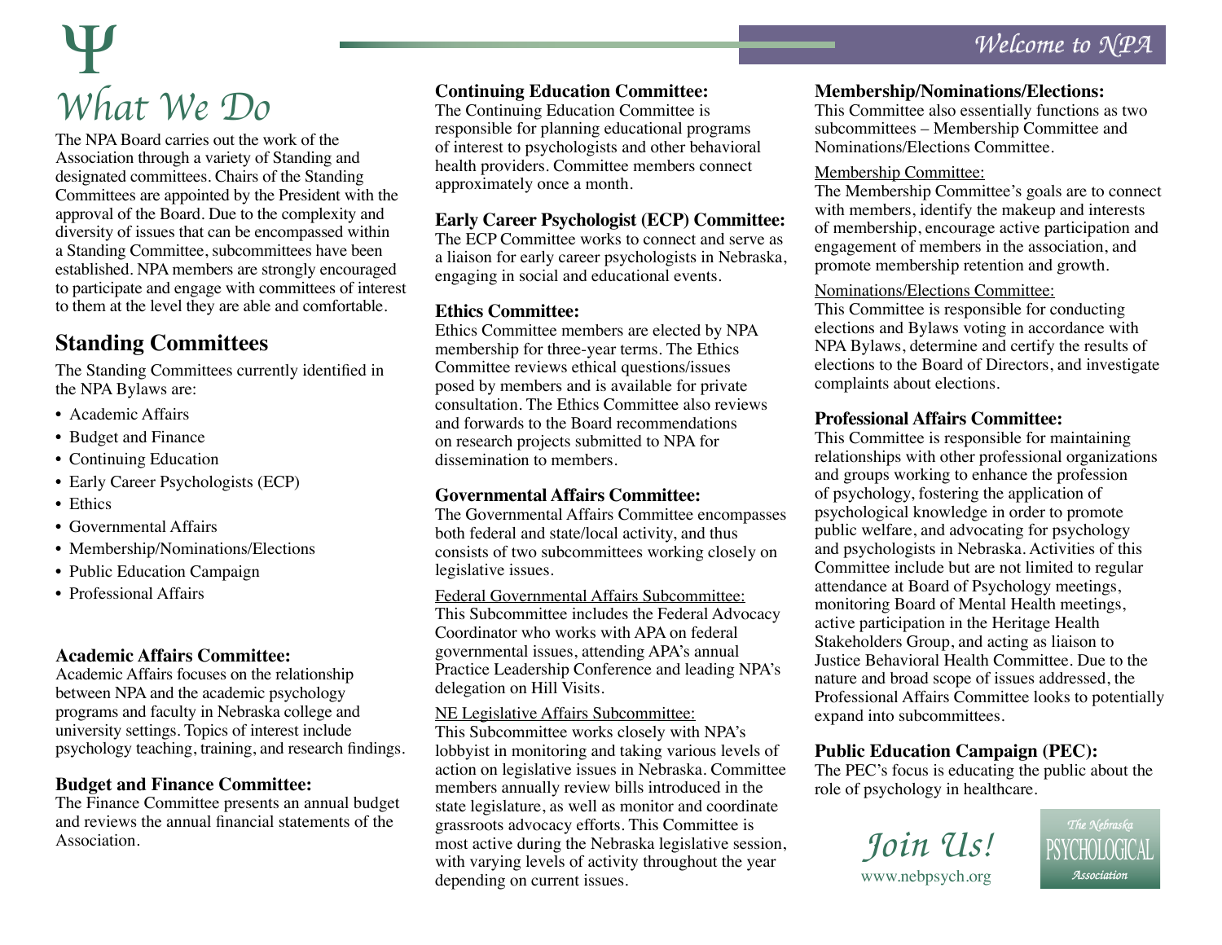Ψ

# What We Do

The NPA Board carries out the work of the Association through a variety of Standing and designated committees. Chairs of the Standing Committees are appointed by the President with the approval of the Board. Due to the complexity and diversity of issues that can be encompassed within a Standing Committee, subcommittees have been established. NPA members are strongly encouraged to participate and engage with committees of interest to them at the level they are able and comfortable.

## Standing Committees

The Standing Committees currently identified in the NPA Bylaws are:

- Academic Affairs
- Budget and Finance
- Continuing Education
- Early Career Psychologists (ECP)
- Ethics
- Governmental Affairs
- Membership/Nominations/Elections
- Public Education Campaign
- Professional Affairs

**Academic Affairs Committee:**
Academic Affairs focuses on the relationship between NPA and the academic psychology programs and faculty in Nebraska college and university settings. Topics of interest include psychology teaching, training, and research findings.

**Budget and Finance Committee:**
The Finance Committee presents an annual budget and reviews the annual financial statements of the Association.

**Continuing Education Committee:**
The Continuing Education Committee is responsible for planning educational programs of interest to psychologists and other behavioral health providers. Committee members connect approximately once a month.

**Early Career Psychologist (ECP) Committee:**
The ECP Committee works to connect and serve as a liaison for early career psychologists in Nebraska, engaging in social and educational events.

**Ethics Committee:**
Ethics Committee members are elected by NPA membership for three-year terms. The Ethics Committee reviews ethical questions/issues posed by members and is available for private consultation. The Ethics Committee also reviews and forwards to the Board recommendations on research projects submitted to NPA for dissemination to members.

**Governmental Affairs Committee:**
The Governmental Affairs Committee encompasses both federal and state/local activity, and thus consists of two subcommittees working closely on legislative issues.

Federal Governmental Affairs Subcommittee:
This Subcommittee includes the Federal Advocacy Coordinator who works with APA on federal governmental issues, attending APA's annual Practice Leadership Conference and leading NPA's delegation on Hill Visits.

NE Legislative Affairs Subcommittee:
This Subcommittee works closely with NPA's lobbyist in monitoring and taking various levels of action on legislative issues in Nebraska. Committee members annually review bills introduced in the state legislature, as well as monitor and coordinate grassroots advocacy efforts. This Committee is most active during the Nebraska legislative session, with varying levels of activity throughout the year depending on current issues.

**Membership/Nominations/Elections:**
This Committee also essentially functions as two subcommittees – Membership Committee and Nominations/Elections Committee.

Membership Committee:
The Membership Committee's goals are to connect with members, identify the makeup and interests of membership, encourage active participation and engagement of members in the association, and promote membership retention and growth.

Nominations/Elections Committee:
This Committee is responsible for conducting elections and Bylaws voting in accordance with NPA Bylaws, determine and certify the results of elections to the Board of Directors, and investigate complaints about elections.

**Professional Affairs Committee:**
This Committee is responsible for maintaining relationships with other professional organizations and groups working to enhance the profession of psychology, fostering the application of psychological knowledge in order to promote public welfare, and advocating for psychology and psychologists in Nebraska. Activities of this Committee include but are not limited to regular attendance at Board of Psychology meetings, monitoring Board of Mental Health meetings, active participation in the Heritage Health Stakeholders Group, and acting as liaison to Justice Behavioral Health Committee. Due to the nature and broad scope of issues addressed, the Professional Affairs Committee looks to potentially expand into subcommittees.

**Public Education Campaign (PEC):**
The PEC's focus is educating the public about the role of psychology in healthcare.

*Join Us!*
www.nebpsych.org

The Nebraska PSYCHOLOGICAL Association